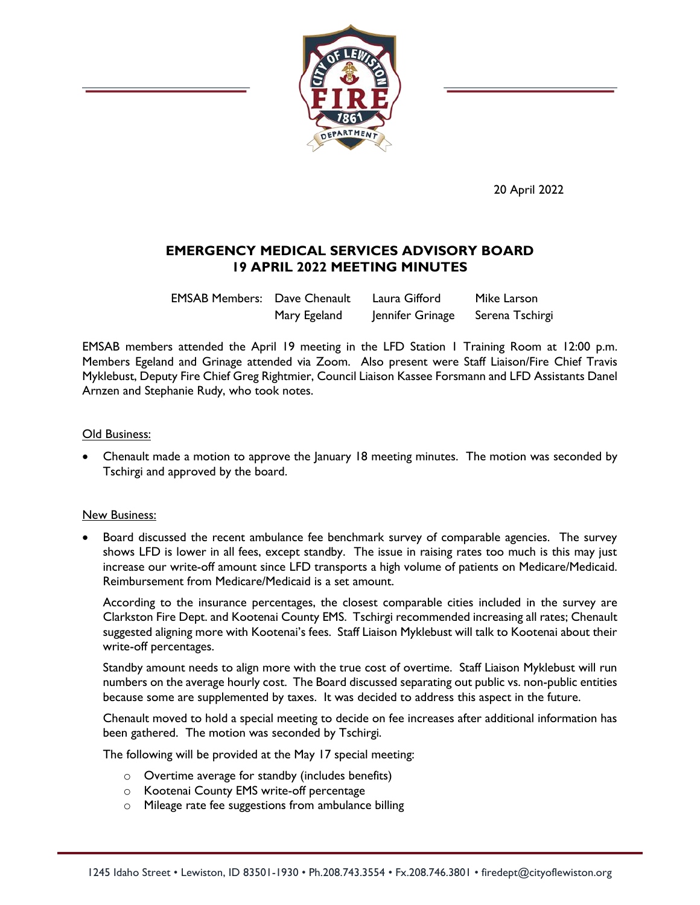20 April 2022

## EMERGENCY MEDICAL SERVICES ADVISORY BOARD
## 19 APRIL 2022 MEETING MINUTES

| EMSAB Members: | Dave Chenault | Laura Gifford | Mike Larson |
|---|---|---|---|
| | Mary Egeland | Jennifer Grinage | Serena Tschirgi |

EMSAB members attended the April 19 meeting in the LFD Station 1 Training Room at 12:00 p.m. Members Egeland and Grinage attended via Zoom. Also present were Staff Liaison/Fire Chief Travis Myklebust, Deputy Fire Chief Greg Rightmier, Council Liaison Kassee Forsmann and LFD Assistants Danel Arnzen and Stephanie Rudy, who took notes.

<u>Old Business:</u>

- Chenault made a motion to approve the January 18 meeting minutes. The motion was seconded by Tschirgi and approved by the board.

<u>New Business:</u>

- Board discussed the recent ambulance fee benchmark survey of comparable agencies. The survey shows LFD is lower in all fees, except standby. The issue in raising rates too much is this may just increase our write-off amount since LFD transports a high volume of patients on Medicare/Medicaid. Reimbursement from Medicare/Medicaid is a set amount.

  According to the insurance percentages, the closest comparable cities included in the survey are Clarkston Fire Dept. and Kootenai County EMS. Tschirgi recommended increasing all rates; Chenault suggested aligning more with Kootenai's fees. Staff Liaison Myklebust will talk to Kootenai about their write-off percentages.

  Standby amount needs to align more with the true cost of overtime. Staff Liaison Myklebust will run numbers on the average hourly cost. The Board discussed separating out public vs. non-public entities because some are supplemented by taxes. It was decided to address this aspect in the future.

  Chenault moved to hold a special meeting to decide on fee increases after additional information has been gathered. The motion was seconded by Tschirgi.

  The following will be provided at the May 17 special meeting:

  - Overtime average for standby (includes benefits)
  - Kootenai County EMS write-off percentage
  - Mileage rate fee suggestions from ambulance billing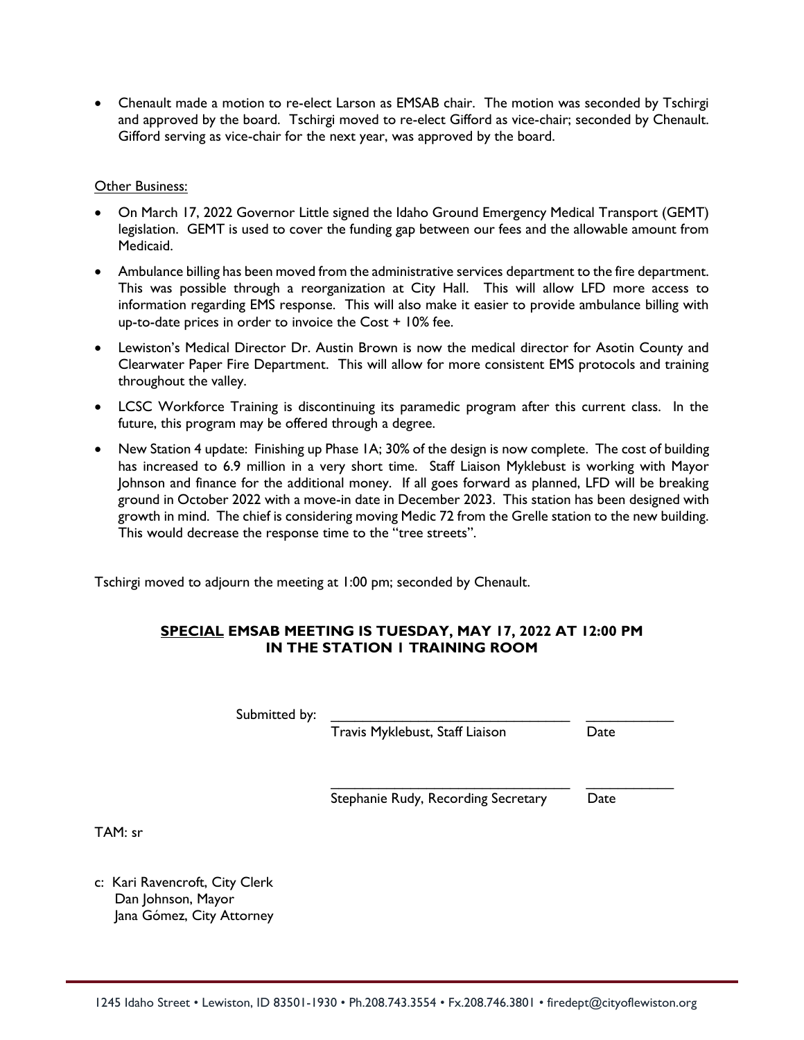- Chenault made a motion to re-elect Larson as EMSAB chair. The motion was seconded by Tschirgi and approved by the board. Tschirgi moved to re-elect Gifford as vice-chair; seconded by Chenault. Gifford serving as vice-chair for the next year, was approved by the board.

Other Business:

- On March 17, 2022 Governor Little signed the Idaho Ground Emergency Medical Transport (GEMT) legislation. GEMT is used to cover the funding gap between our fees and the allowable amount from Medicaid.
- Ambulance billing has been moved from the administrative services department to the fire department. This was possible through a reorganization at City Hall. This will allow LFD more access to information regarding EMS response. This will also make it easier to provide ambulance billing with up-to-date prices in order to invoice the Cost + 10% fee.
- Lewiston's Medical Director Dr. Austin Brown is now the medical director for Asotin County and Clearwater Paper Fire Department. This will allow for more consistent EMS protocols and training throughout the valley.
- LCSC Workforce Training is discontinuing its paramedic program after this current class. In the future, this program may be offered through a degree.
- New Station 4 update: Finishing up Phase 1A; 30% of the design is now complete. The cost of building has increased to 6.9 million in a very short time. Staff Liaison Myklebust is working with Mayor Johnson and finance for the additional money. If all goes forward as planned, LFD will be breaking ground in October 2022 with a move-in date in December 2023. This station has been designed with growth in mind. The chief is considering moving Medic 72 from the Grelle station to the new building. This would decrease the response time to the "tree streets".

Tschirgi moved to adjourn the meeting at 1:00 pm; seconded by Chenault.

**SPECIAL EMSAB MEETING IS TUESDAY, MAY 17, 2022 AT 12:00 PM IN THE STATION 1 TRAINING ROOM**

Submitted by: ______________________________ ____________
Travis Myklebust, Staff Liaison Date

______________________________ ____________
Stephanie Rudy, Recording Secretary Date

TAM: sr

c: Kari Ravencroft, City Clerk
Dan Johnson, Mayor
Jana Gómez, City Attorney

1245 Idaho Street • Lewiston, ID 83501-1930 • Ph.208.743.3554 • Fx.208.746.3801 • firedept@cityoflewiston.org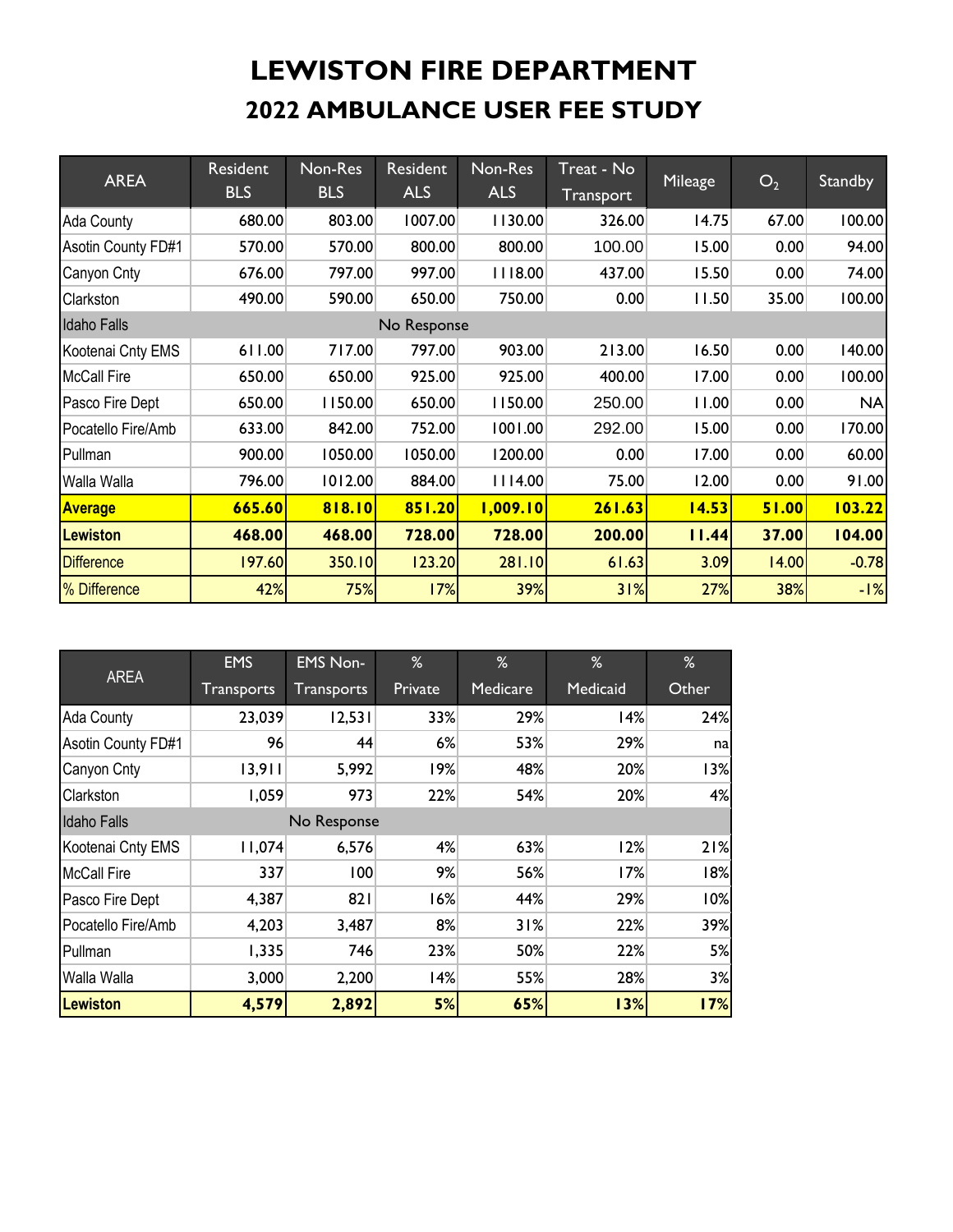# LEWISTON FIRE DEPARTMENT

## 2022 AMBULANCE USER FEE STUDY

| AREA | Resident BLS | Non-Res BLS | Resident ALS | Non-Res ALS | Treat - No Transport | Mileage | $O_2$ | Standby |
|---|---|---|---|---|---|---|---|---|
| Ada County | 680.00 | 803.00 | 1007.00 | 1130.00 | 326.00 | 14.75 | 67.00 | 100.00 |
| Asotin County FD#1 | 570.00 | 570.00 | 800.00 | 800.00 | 100.00 | 15.00 | 0.00 | 94.00 |
| Canyon Cnty | 676.00 | 797.00 | 997.00 | 1118.00 | 437.00 | 15.50 | 0.00 | 74.00 |
| Clarkston | 490.00 | 590.00 | 650.00 | 750.00 | 0.00 | 11.50 | 35.00 | 100.00 |
| Idaho Falls | | | No Response | | | | | |
| Kootenai Cnty EMS | 611.00 | 717.00 | 797.00 | 903.00 | 213.00 | 16.50 | 0.00 | 140.00 |
| McCall Fire | 650.00 | 650.00 | 925.00 | 925.00 | 400.00 | 17.00 | 0.00 | 100.00 |
| Pasco Fire Dept | 650.00 | 1150.00 | 650.00 | 1150.00 | 250.00 | 11.00 | 0.00 | NA |
| Pocatello Fire/Amb | 633.00 | 842.00 | 752.00 | 1001.00 | 292.00 | 15.00 | 0.00 | 170.00 |
| Pullman | 900.00 | 1050.00 | 1050.00 | 1200.00 | 0.00 | 17.00 | 0.00 | 60.00 |
| Walla Walla | 796.00 | 1012.00 | 884.00 | 1114.00 | 75.00 | 12.00 | 0.00 | 91.00 |
| **Average** | **665.60** | **818.10** | **851.20** | **1,009.10** | **261.63** | **14.53** | **51.00** | **103.22** |
| **Lewiston** | **468.00** | **468.00** | **728.00** | **728.00** | **200.00** | **11.44** | **37.00** | **104.00** |
| Difference | 197.60 | 350.10 | 123.20 | 281.10 | 61.63 | 3.09 | 14.00 | -0.78 |
| % Difference | 42% | 75% | 17% | 39% | 31% | 27% | 38% | -1% |

| AREA | EMS Transports | EMS Non-Transports | % Private | % Medicare | % Medicaid | % Other |
|---|---|---|---|---|---|---|
| Ada County | 23,039 | 12,531 | 33% | 29% | 14% | 24% |
| Asotin County FD#1 | 96 | 44 | 6% | 53% | 29% | na |
| Canyon Cnty | 13,911 | 5,992 | 19% | 48% | 20% | 13% |
| Clarkston | 1,059 | 973 | 22% | 54% | 20% | 4% |
| Idaho Falls | | No Response | | | | |
| Kootenai Cnty EMS | 11,074 | 6,576 | 4% | 63% | 12% | 21% |
| McCall Fire | 337 | 100 | 9% | 56% | 17% | 18% |
| Pasco Fire Dept | 4,387 | 821 | 16% | 44% | 29% | 10% |
| Pocatello Fire/Amb | 4,203 | 3,487 | 8% | 31% | 22% | 39% |
| Pullman | 1,335 | 746 | 23% | 50% | 22% | 5% |
| Walla Walla | 3,000 | 2,200 | 14% | 55% | 28% | 3% |
| **Lewiston** | **4,579** | **2,892** | **5%** | **65%** | **13%** | **17%** |